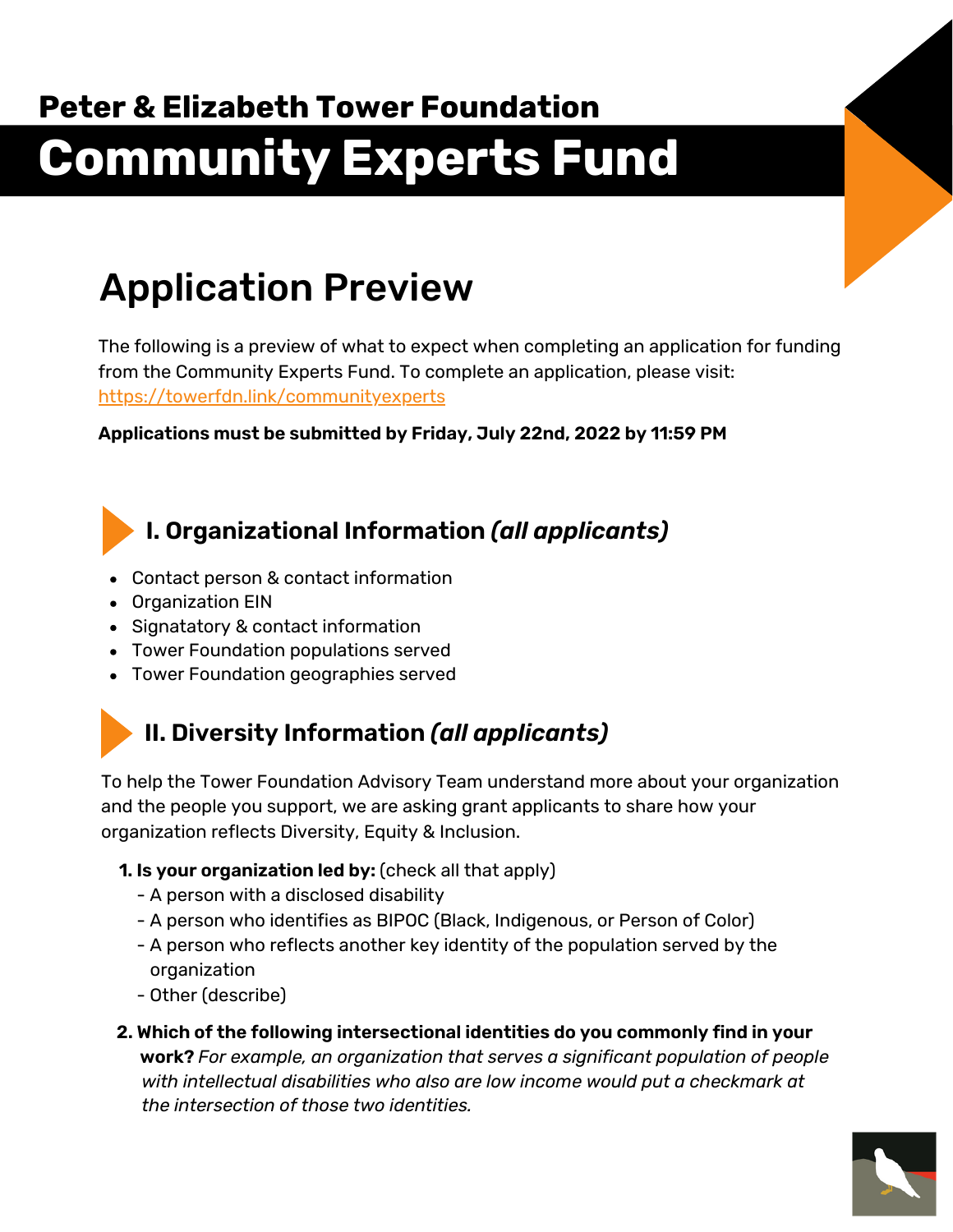## Peter & Elizabeth Tower Foundation

# Community Experts Fund

# Application Preview

The following is a preview of what to expect when completing an application for funding from the Community Experts Fund. To complete an application, please visit: https://towerfdn.link/communityexperts

**Applications must be submitted by Friday, July 22nd, 2022 by 11:59 PM**

## I. Organizational Information *(all applicants)*

- Contact person & contact information
- Organization EIN
- Signatory & contact information
- Tower Foundation populations served
- Tower Foundation geographies served

## II. Diversity Information *(all applicants)*

To help the Tower Foundation Advisory Team understand more about your organization and the people you support, we are asking grant applicants to share how your organization reflects Diversity, Equity & Inclusion.

1. **Is your organization led by:** (check all that apply)
   - A person with a disclosed disability
   - A person who identifies as BIPOC (Black, Indigenous, or Person of Color)
   - A person who reflects another key identity of the population served by the organization
   - Other (describe)
2. **Which of the following intersectional identities do you commonly find in your work?** *For example, an organization that serves a significant population of people with intellectual disabilities who also are low income would put a checkmark at the intersection of those two identities.*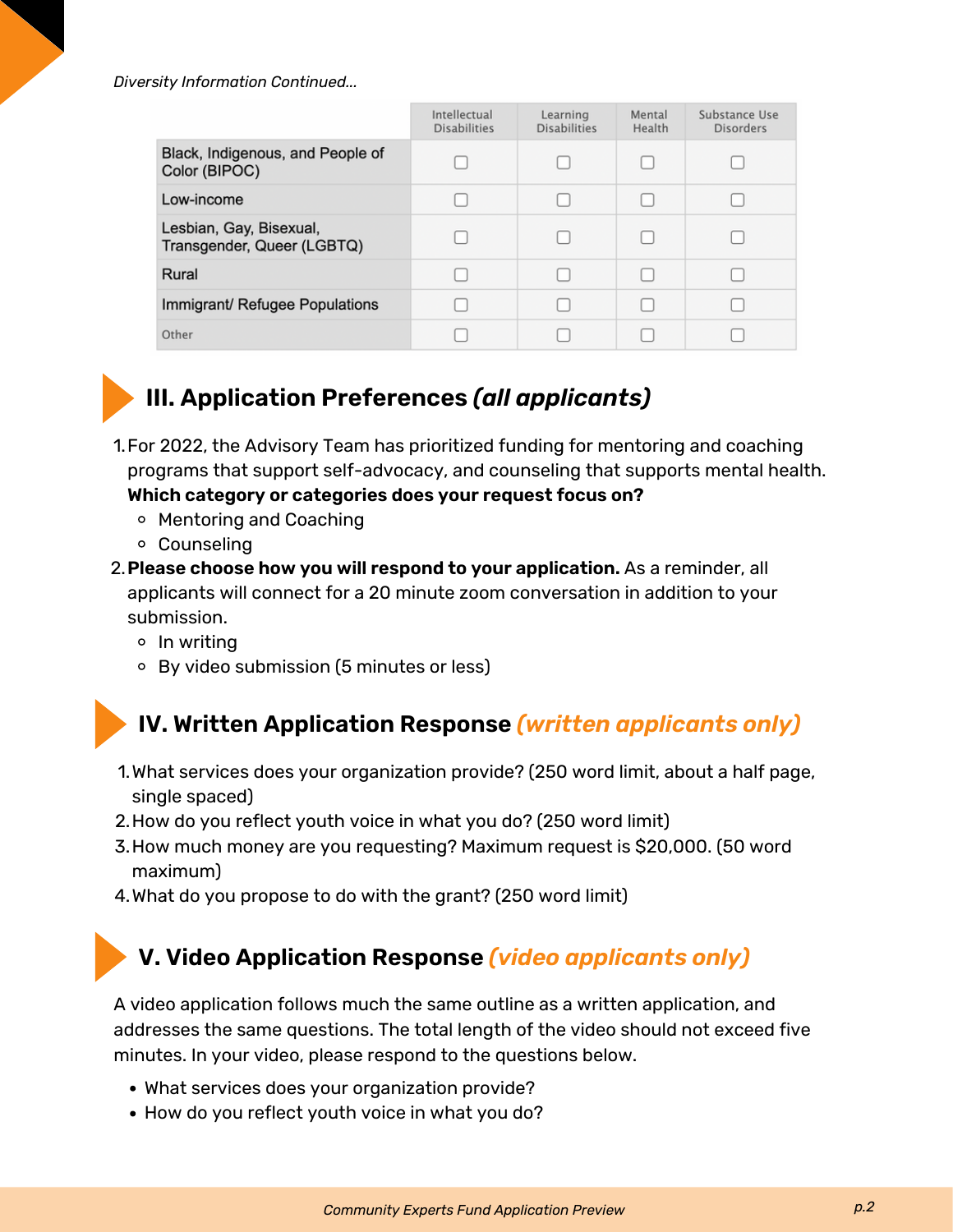*Diversity Information Continued...*

| | Intellectual Disabilities | Learning Disabilities | Mental Health | Substance Use Disorders |
|---|---|---|---|---|
| Black, Indigenous, and People of Color (BIPOC) | ☐ | ☐ | ☐ | ☐ |
| Low-income | ☐ | ☐ | ☐ | ☐ |
| Lesbian, Gay, Bisexual, Transgender, Queer (LGBTQ) | ☐ | ☐ | ☐ | ☐ |
| Rural | ☐ | ☐ | ☐ | ☐ |
| Immigrant/ Refugee Populations | ☐ | ☐ | ☐ | ☐ |
| Other | ☐ | ☐ | ☐ | ☐ |

## III. Application Preferences *(all applicants)*

1. For 2022, the Advisory Team has prioritized funding for mentoring and coaching programs that support self-advocacy, and counseling that supports mental health. **Which category or categories does your request focus on?**
   - Mentoring and Coaching
   - Counseling
2. **Please choose how you will respond to your application.** As a reminder, all applicants will connect for a 20 minute zoom conversation in addition to your submission.
   - In writing
   - By video submission (5 minutes or less)

## IV. Written Application Response *(written applicants only)*

1. What services does your organization provide? (250 word limit, about a half page, single spaced)
2. How do you reflect youth voice in what you do? (250 word limit)
3. How much money are you requesting? Maximum request is $20,000. (50 word maximum)
4. What do you propose to do with the grant? (250 word limit)

## V. Video Application Response *(video applicants only)*

A video application follows much the same outline as a written application, and addresses the same questions. The total length of the video should not exceed five minutes. In your video, please respond to the questions below.

- What services does your organization provide?
- How do you reflect youth voice in what you do?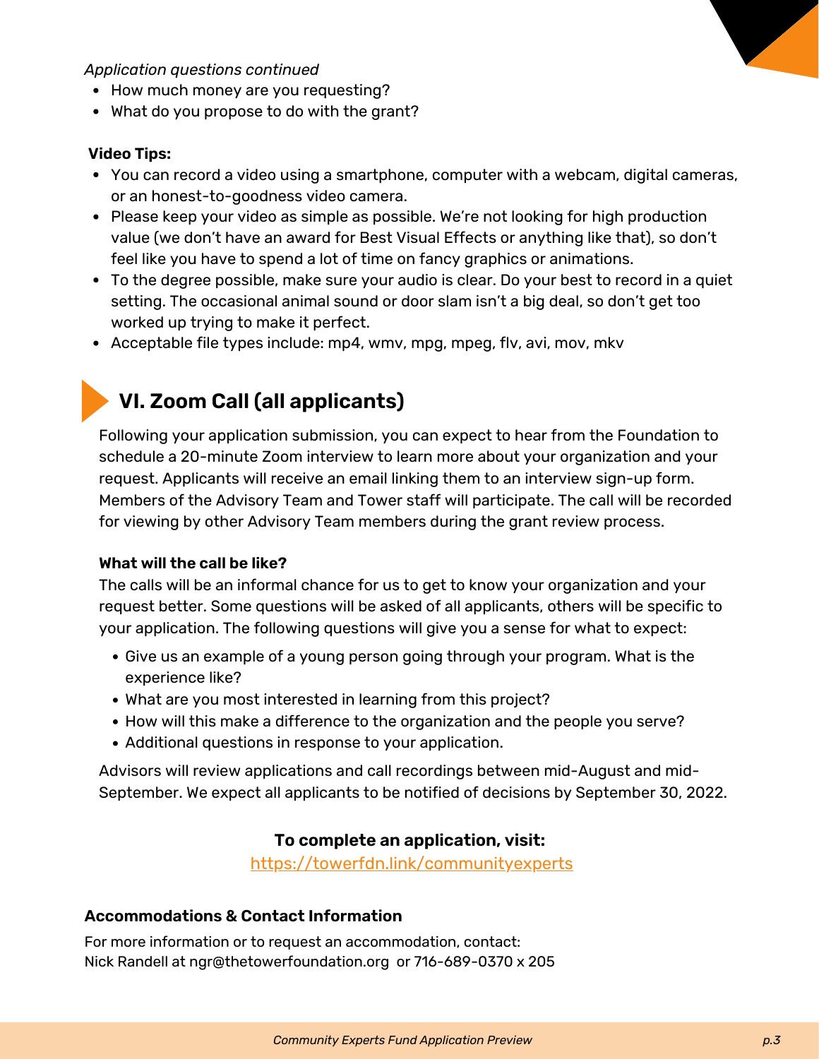*Application questions continued*

- How much money are you requesting?
- What do you propose to do with the grant?

**Video Tips:**

- You can record a video using a smartphone, computer with a webcam, digital cameras, or an honest-to-goodness video camera.
- Please keep your video as simple as possible. We're not looking for high production value (we don't have an award for Best Visual Effects or anything like that), so don't feel like you have to spend a lot of time on fancy graphics or animations.
- To the degree possible, make sure your audio is clear. Do your best to record in a quiet setting. The occasional animal sound or door slam isn't a big deal, so don't get too worked up trying to make it perfect.
- Acceptable file types include: mp4, wmv, mpg, mpeg, flv, avi, mov, mkv

## VI. Zoom Call (all applicants)

Following your application submission, you can expect to hear from the Foundation to schedule a 20-minute Zoom interview to learn more about your organization and your request. Applicants will receive an email linking them to an interview sign-up form. Members of the Advisory Team and Tower staff will participate. The call will be recorded for viewing by other Advisory Team members during the grant review process.

**What will the call be like?**

The calls will be an informal chance for us to get to know your organization and your request better. Some questions will be asked of all applicants, others will be specific to your application. The following questions will give you a sense for what to expect:

- Give us an example of a young person going through your program. What is the experience like?
- What are you most interested in learning from this project?
- How will this make a difference to the organization and the people you serve?
- Additional questions in response to your application.

Advisors will review applications and call recordings between mid-August and mid-September. We expect all applicants to be notified of decisions by September 30, 2022.

**To complete an application, visit:**

https://towerfdn.link/communityexperts

**Accommodations & Contact Information**

For more information or to request an accommodation, contact:
Nick Randell at ngr@thetowerfoundation.org or 716-689-0370 x 205